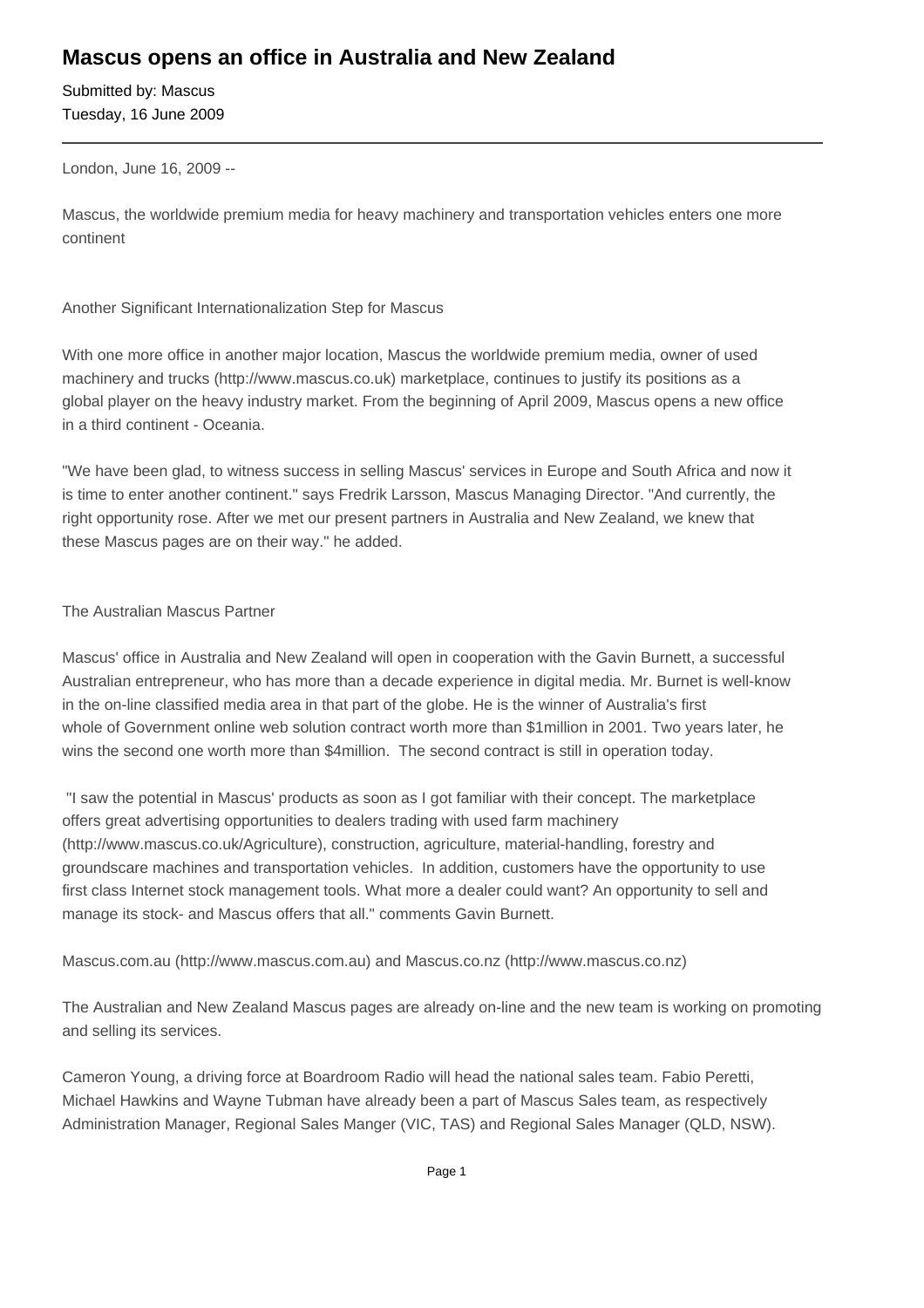# Mascus opens an office in Australia and New Zealand

Submitted by: Mascus
Tuesday, 16 June 2009

---

London, June 16, 2009 --

Mascus, the worldwide premium media for heavy machinery and transportation vehicles enters one more continent

Another Significant Internationalization Step for Mascus

With one more office in another major location, Mascus the worldwide premium media, owner of used machinery and trucks (http://www.mascus.co.uk) marketplace, continues to justify its positions as a global player on the heavy industry market. From the beginning of April 2009, Mascus opens a new office in a third continent - Oceania.

"We have been glad, to witness success in selling Mascus' services in Europe and South Africa and now it is time to enter another continent." says Fredrik Larsson, Mascus Managing Director. "And currently, the right opportunity rose. After we met our present partners in Australia and New Zealand, we knew that these Mascus pages are on their way." he added.

The Australian Mascus Partner

Mascus' office in Australia and New Zealand will open in cooperation with the Gavin Burnett, a successful Australian entrepreneur, who has more than a decade experience in digital media. Mr. Burnet is well-know in the on-line classified media area in that part of the globe. He is the winner of Australia's first whole of Government online web solution contract worth more than $1million in 2001. Two years later, he wins the second one worth more than $4million. The second contract is still in operation today.

"I saw the potential in Mascus' products as soon as I got familiar with their concept. The marketplace offers great advertising opportunities to dealers trading with used farm machinery (http://www.mascus.co.uk/Agriculture), construction, agriculture, material-handling, forestry and groundscare machines and transportation vehicles. In addition, customers have the opportunity to use first class Internet stock management tools. What more a dealer could want? An opportunity to sell and manage its stock- and Mascus offers that all." comments Gavin Burnett.

Mascus.com.au (http://www.mascus.com.au) and Mascus.co.nz (http://www.mascus.co.nz)

The Australian and New Zealand Mascus pages are already on-line and the new team is working on promoting and selling its services.

Cameron Young, a driving force at Boardroom Radio will head the national sales team. Fabio Peretti, Michael Hawkins and Wayne Tubman have already been a part of Mascus Sales team, as respectively Administration Manager, Regional Sales Manger (VIC, TAS) and Regional Sales Manager (QLD, NSW).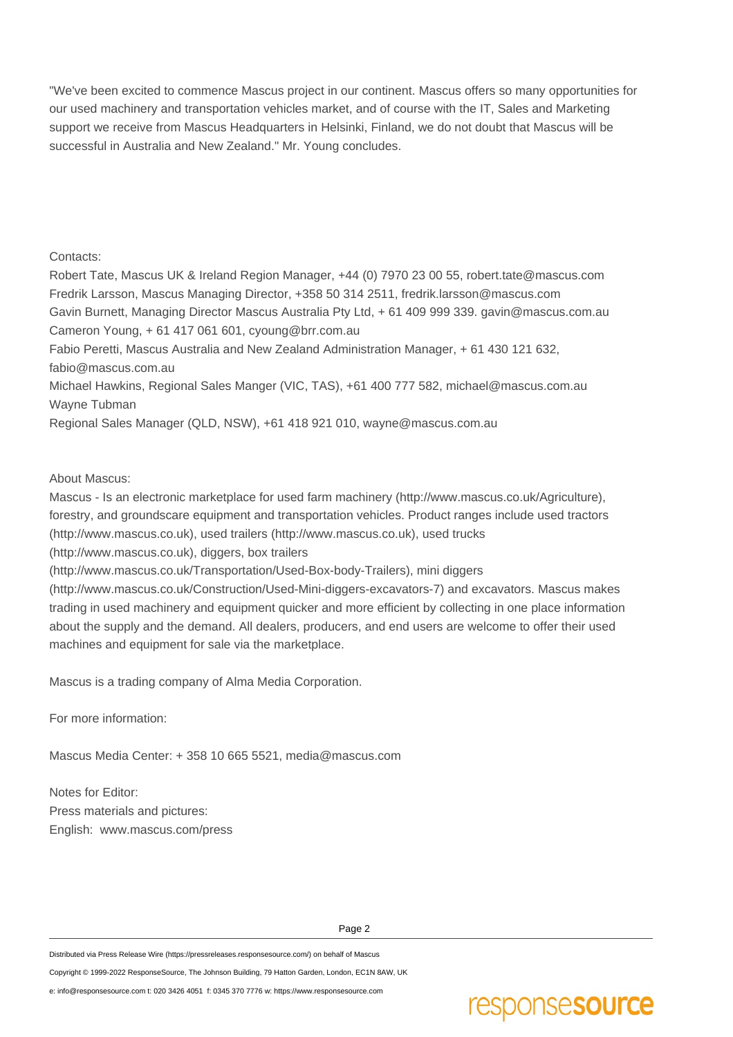"We've been excited to commence Mascus project in our continent. Mascus offers so many opportunities for our used machinery and transportation vehicles market, and of course with the IT, Sales and Marketing support we receive from Mascus Headquarters in Helsinki, Finland, we do not doubt that Mascus will be successful in Australia and New Zealand." Mr. Young concludes.

Contacts:
Robert Tate, Mascus UK & Ireland Region Manager, +44 (0) 7970 23 00 55, robert.tate@mascus.com
Fredrik Larsson, Mascus Managing Director, +358 50 314 2511, fredrik.larsson@mascus.com
Gavin Burnett, Managing Director Mascus Australia Pty Ltd, + 61 409 999 339. gavin@mascus.com.au
Cameron Young, + 61 417 061 601, cyoung@brr.com.au
Fabio Peretti, Mascus Australia and New Zealand Administration Manager, + 61 430 121 632, fabio@mascus.com.au
Michael Hawkins, Regional Sales Manger (VIC, TAS), +61 400 777 582, michael@mascus.com.au
Wayne Tubman
Regional Sales Manager (QLD, NSW), +61 418 921 010, wayne@mascus.com.au

About Mascus:
Mascus - Is an electronic marketplace for used farm machinery (http://www.mascus.co.uk/Agriculture), forestry, and groundscare equipment and transportation vehicles. Product ranges include used tractors (http://www.mascus.co.uk), used trailers (http://www.mascus.co.uk), used trucks (http://www.mascus.co.uk), diggers, box trailers (http://www.mascus.co.uk/Transportation/Used-Box-body-Trailers), mini diggers (http://www.mascus.co.uk/Construction/Used-Mini-diggers-excavators-7) and excavators. Mascus makes trading in used machinery and equipment quicker and more efficient by collecting in one place information about the supply and the demand. All dealers, producers, and end users are welcome to offer their used machines and equipment for sale via the marketplace.

Mascus is a trading company of Alma Media Corporation.

For more information:

Mascus Media Center: + 358 10 665 5521, media@mascus.com

Notes for Editor:
Press materials and pictures:
English: www.mascus.com/press

Distributed via Press Release Wire (https://pressreleases.responsesource.com/) on behalf of Mascus

Copyright © 1999-2022 ResponseSource, The Johnson Building, 79 Hatton Garden, London, EC1N 8AW, UK

e: info@responsesource.com t: 020 3426 4051 f: 0345 370 7776 w: https://www.responsesource.com